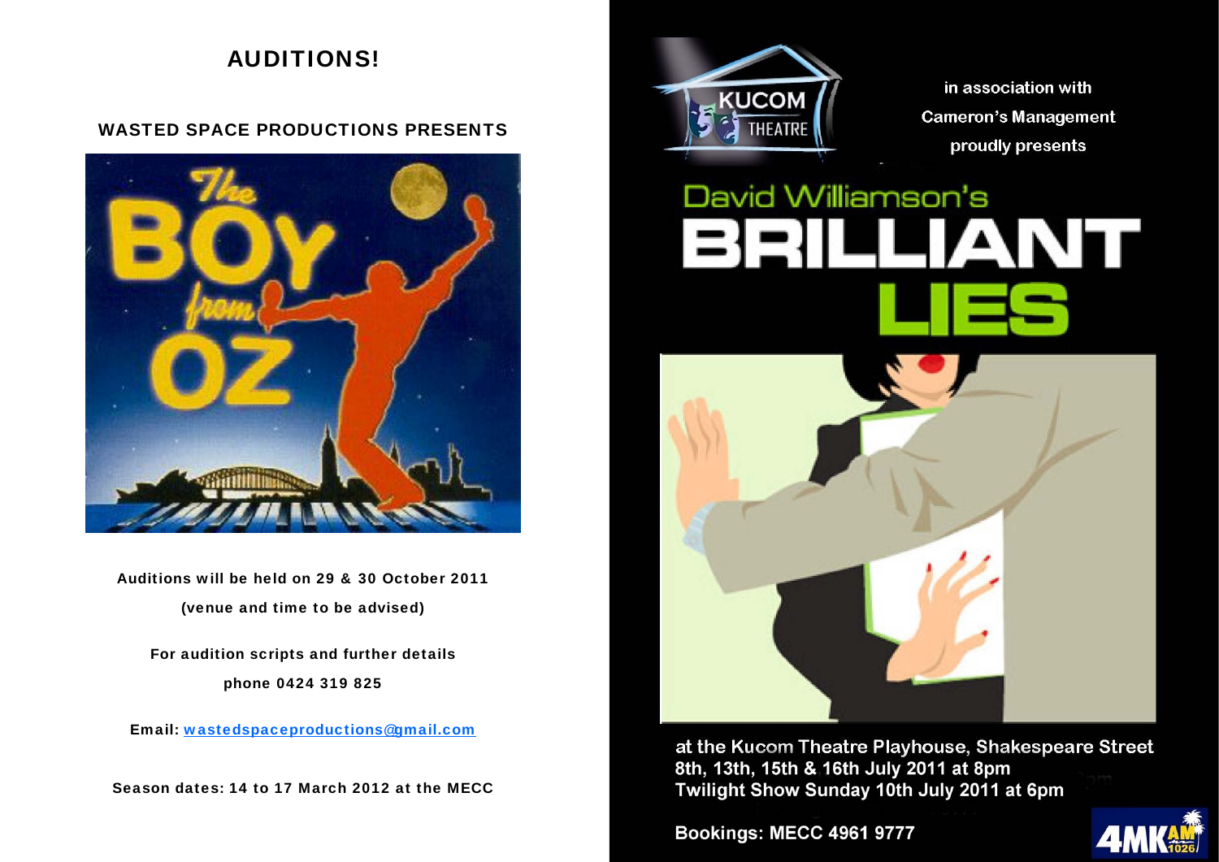# AUDITIONS!

## WASTED SPACE PRODUCTIONS PRESENTS

The BOY from OZ

**Auditions will be held on 29 & 30 October 2011**

**(venue and time to be advised)**

**For audition scripts and further details**

**phone 0424 319 825**

**Email:** wastedspaceproductions@gmail.com

**Season dates: 14 to 17 March 2012 at the MECC**

KUCOM THEATRE

in association with

Cameron's Management

proudly presents

David Williamson's

# BRILLIANT LIES

at the Kucom Theatre Playhouse, Shakespeare Street
8th, 13th, 15th & 16th July 2011 at 8pm
Twilight Show Sunday 10th July 2011 at 6pm

Bookings: MECC 4961 9777

4MK AM 1026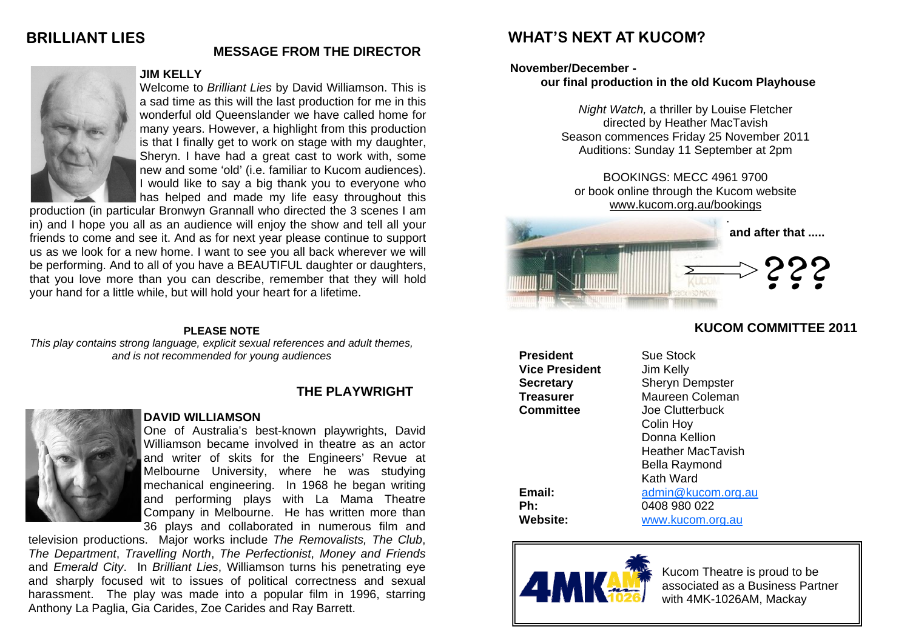# BRILLIANT LIES

## MESSAGE FROM THE DIRECTOR

**JIM KELLY**

Welcome to *Brilliant Lies* by David Williamson. This is a sad time as this will the last production for me in this wonderful old Queenslander we have called home for many years. However, a highlight from this production is that I finally get to work on stage with my daughter, Sheryn. I have had a great cast to work with, some new and some 'old' (i.e. familiar to Kucom audiences). I would like to say a big thank you to everyone who has helped and made my life easy throughout this production (in particular Bronwyn Grannall who directed the 3 scenes I am in) and I hope you all as an audience will enjoy the show and tell all your friends to come and see it. And as for next year please continue to support us as we look for a new home. I want to see you all back wherever we will be performing. And to all of you have a BEAUTIFUL daughter or daughters, that you love more than you can describe, remember that they will hold your hand for a little while, but will hold your heart for a lifetime.

**PLEASE NOTE**

*This play contains strong language, explicit sexual references and adult themes, and is not recommended for young audiences*

## THE PLAYWRIGHT

**DAVID WILLIAMSON**

One of Australia's best-known playwrights, David Williamson became involved in theatre as an actor and writer of skits for the Engineers' Revue at Melbourne University, where he was studying mechanical engineering. In 1968 he began writing and performing plays with La Mama Theatre Company in Melbourne. He has written more than 36 plays and collaborated in numerous film and television productions. Major works include *The Removalists, The Club*, *The Department*, *Travelling North*, *The Perfectionist*, *Money and Friends* and *Emerald City*. In *Brilliant Lies*, Williamson turns his penetrating eye and sharply focused wit to issues of political correctness and sexual harassment. The play was made into a popular film in 1996, starring Anthony La Paglia, Gia Carides, Zoe Carides and Ray Barrett.

# WHAT'S NEXT AT KUCOM?

**November/December - our final production in the old Kucom Playhouse**

*Night Watch,* a thriller by Louise Fletcher
directed by Heather MacTavish
Season commences Friday 25 November 2011
Auditions: Sunday 11 September at 2pm

BOOKINGS: MECC 4961 9700
or book online through the Kucom website
www.kucom.org.au/bookings

**and after that .....**

???

## KUCOM COMMITTEE 2011

| | |
|---|---|
| **President** | Sue Stock |
| **Vice President** | Jim Kelly |
| **Secretary** | Sheryn Dempster |
| **Treasurer** | Maureen Coleman |
| **Committee** | Joe Clutterbuck |
| | Colin Hoy |
| | Donna Kellion |
| | Heather MacTavish |
| | Bella Raymond |
| | Kath Ward |
| **Email:** | admin@kucom.org.au |
| **Ph:** | 0408 980 022 |
| **Website:** | www.kucom.org.au |

Kucom Theatre is proud to be associated as a Business Partner with 4MK-1026AM, Mackay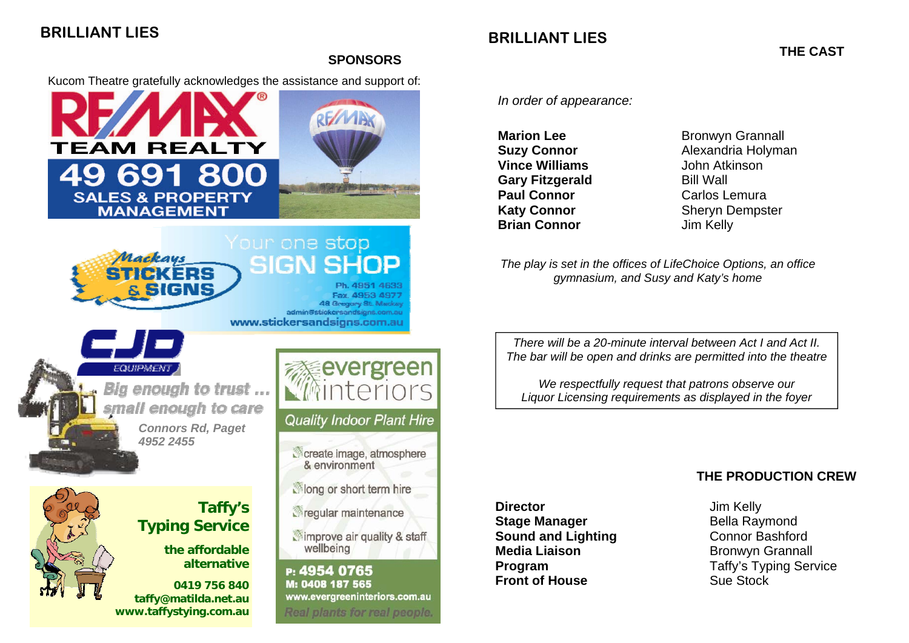## BRILLIANT LIES

### SPONSORS

Kucom Theatre gratefully acknowledges the assistance and support of:

RE/MAX
TEAM REALTY
49 691 800
SALES & PROPERTY MANAGEMENT

Mackays STICKERS & SIGNS
Your one stop SIGN SHOP
Ph. 4951 4633
Fax. 4953 4977
48 Gregory St. Mackay
admin@stickersandsigns.com.au
www.stickersandsigns.com.au

CJD EQUIPMENT
Big enough to trust … small enough to care
Connors Rd, Paget
4952 2455

evergreen interiors
Quality Indoor Plant Hire
- create image, atmosphere & environment
- long or short term hire
- regular maintenance
- improve air quality & staff wellbeing

P: 4954 0765
M: 0408 187 565
www.evergreeninteriors.com.au
Real plants for real people.

Taffy's Typing Service
the affordable alternative
0419 756 840
taffy@matilda.net.au
www.taffystying.com.au

## BRILLIANT LIES

### THE CAST

*In order of appearance:*

| | |
|---|---|
| **Marion Lee** | Bronwyn Grannall |
| **Suzy Connor** | Alexandria Holyman |
| **Vince Williams** | John Atkinson |
| **Gary Fitzgerald** | Bill Wall |
| **Paul Connor** | Carlos Lemura |
| **Katy Connor** | Sheryn Dempster |
| **Brian Connor** | Jim Kelly |

*The play is set in the offices of LifeChoice Options, an office gymnasium, and Susy and Katy's home*

*There will be a 20-minute interval between Act I and Act II. The bar will be open and drinks are permitted into the theatre*

*We respectfully request that patrons observe our Liquor Licensing requirements as displayed in the foyer*

### THE PRODUCTION CREW

| | |
|---|---|
| **Director** | Jim Kelly |
| **Stage Manager** | Bella Raymond |
| **Sound and Lighting** | Connor Bashford |
| **Media Liaison** | Bronwyn Grannall |
| **Program** | Taffy's Typing Service |
| **Front of House** | Sue Stock |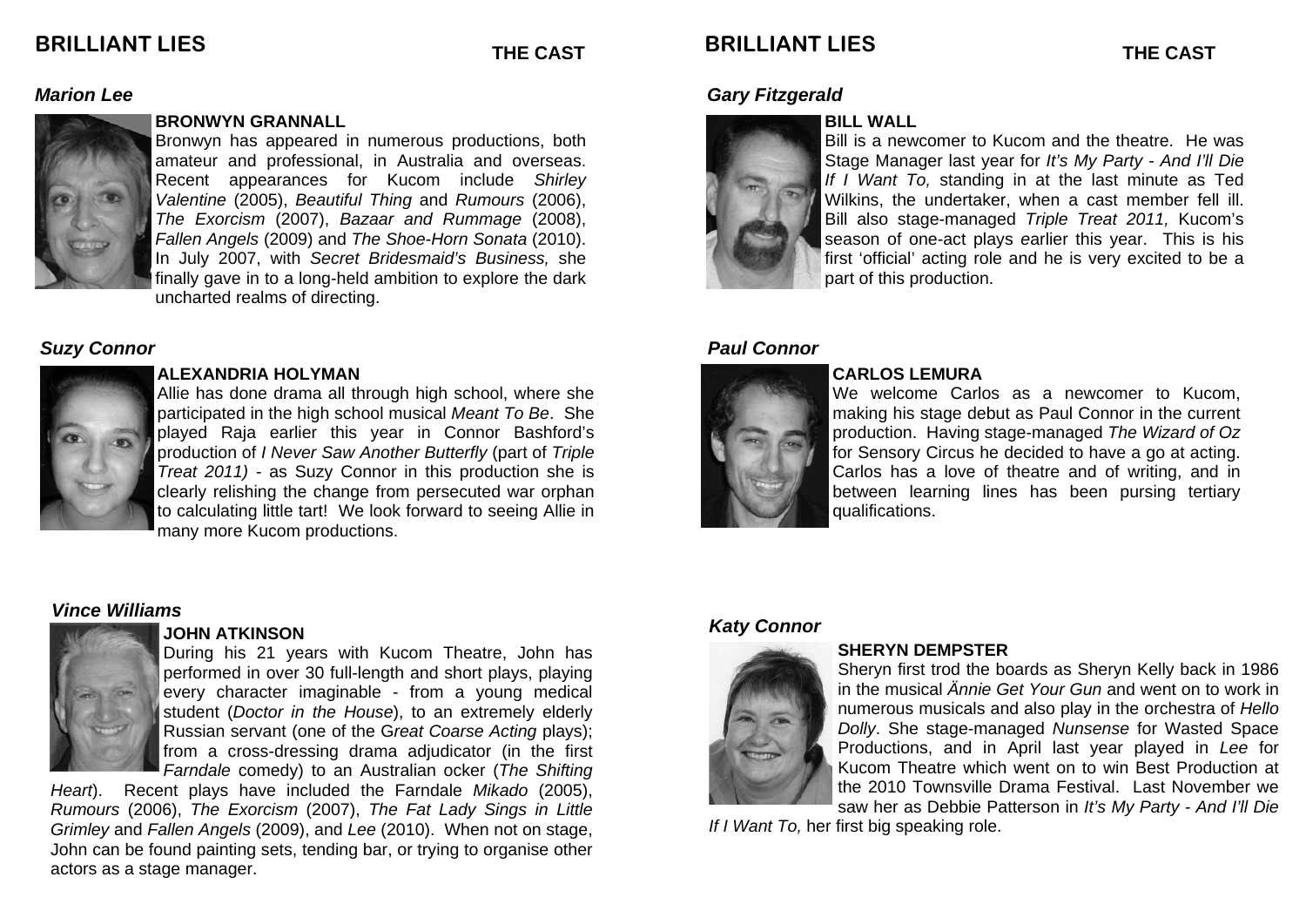# BRILLIANT LIES

## THE CAST

### *Marion Lee*

**BRONWYN GRANNALL**

Bronwyn has appeared in numerous productions, both amateur and professional, in Australia and overseas. Recent appearances for Kucom include *Shirley Valentine* (2005), *Beautiful Thing* and *Rumours* (2006), *The Exorcism* (2007), *Bazaar and Rummage* (2008), *Fallen Angels* (2009) and *The Shoe-Horn Sonata* (2010). In July 2007, with *Secret Bridesmaid's Business,* she finally gave in to a long-held ambition to explore the dark uncharted realms of directing.

### *Suzy Connor*

**ALEXANDRIA HOLYMAN**

Allie has done drama all through high school, where she participated in the high school musical *Meant To Be*. She played Raja earlier this year in Connor Bashford's production of *I Never Saw Another Butterfly* (part of *Triple Treat 2011)* - as Suzy Connor in this production she is clearly relishing the change from persecuted war orphan to calculating little tart! We look forward to seeing Allie in many more Kucom productions.

### *Vince Williams*

**JOHN ATKINSON**

During his 21 years with Kucom Theatre, John has performed in over 30 full-length and short plays, playing every character imaginable - from a young medical student (*Doctor in the House*), to an extremely elderly Russian servant (one of the G*reat Coarse Acting* plays); from a cross-dressing drama adjudicator (in the first *Farndale* comedy) to an Australian ocker (*The Shifting Heart*). Recent plays have included the Farndale *Mikado* (2005), *Rumours* (2006), *The Exorcism* (2007), *The Fat Lady Sings in Little Grimley* and *Fallen Angels* (2009), and *Lee* (2010). When not on stage, John can be found painting sets, tending bar, or trying to organise other actors as a stage manager.

### *Gary Fitzgerald*

**BILL WALL**

Bill is a newcomer to Kucom and the theatre. He was Stage Manager last year for *It's My Party - And I'll Die If I Want To,* standing in at the last minute as Ted Wilkins, the undertaker, when a cast member fell ill. Bill also stage-managed *Triple Treat 2011,* Kucom's season of one-act plays earlier this year. This is his first 'official' acting role and he is very excited to be a part of this production.

### *Paul Connor*

**CARLOS LEMURA**

We welcome Carlos as a newcomer to Kucom, making his stage debut as Paul Connor in the current production. Having stage-managed *The Wizard of Oz* for Sensory Circus he decided to have a go at acting. Carlos has a love of theatre and of writing, and in between learning lines has been pursing tertiary qualifications.

### *Katy Connor*

**SHERYN DEMPSTER**

Sheryn first trod the boards as Sheryn Kelly back in 1986 in the musical *Ännie Get Your Gun* and went on to work in numerous musicals and also play in the orchestra of *Hello Dolly*. She stage-managed *Nunsense* for Wasted Space Productions, and in April last year played in *Lee* for Kucom Theatre which went on to win Best Production at the 2010 Townsville Drama Festival. Last November we saw her as Debbie Patterson in *It's My Party - And I'll Die If I Want To,* her first big speaking role.